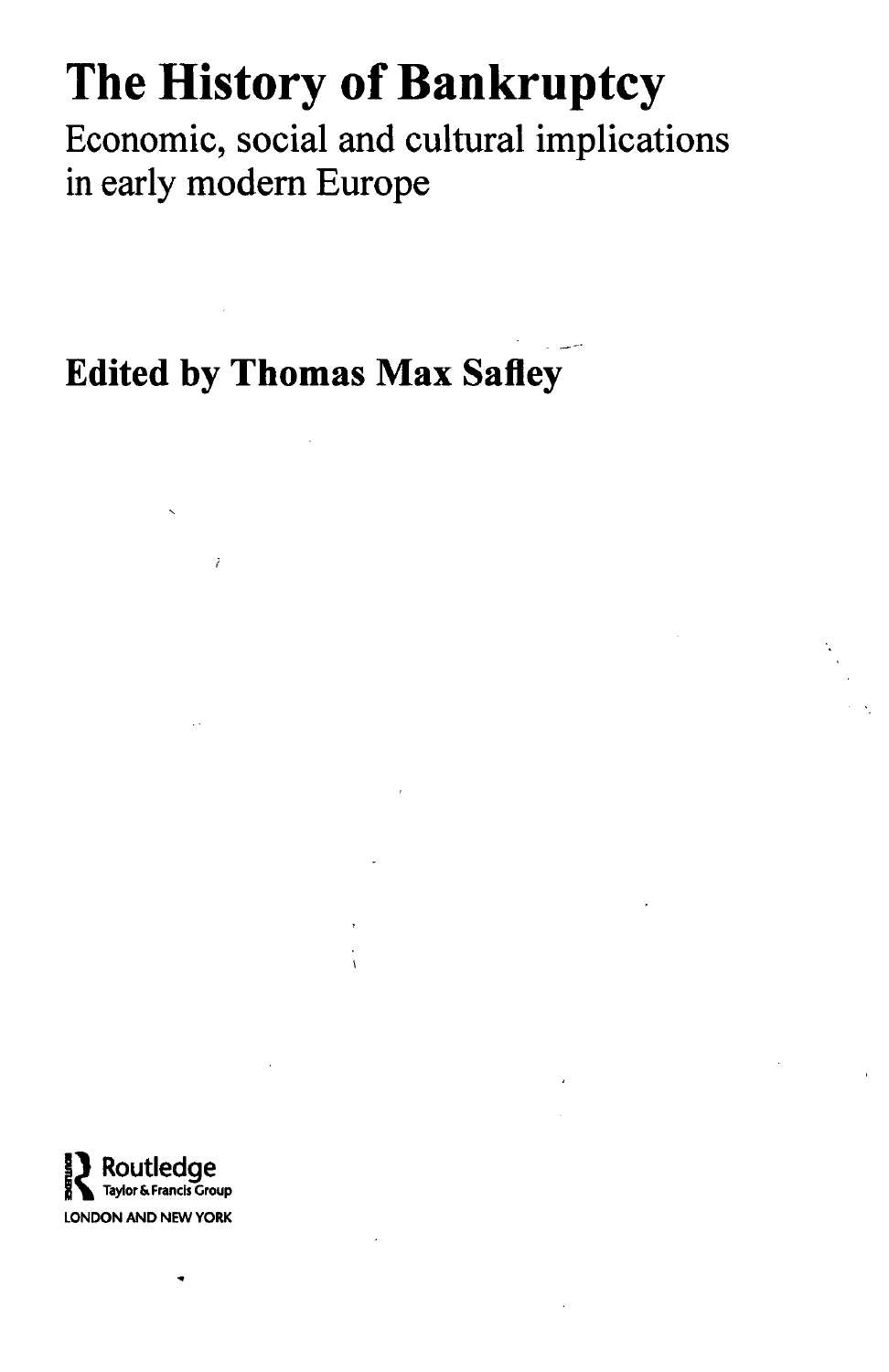# The History of Bankruptcy

Economic, social and cultural implications in early modern Europe

**Edited by Thomas Max Safley**

Routledge
Taylor & Francis Group
LONDON AND NEW YORK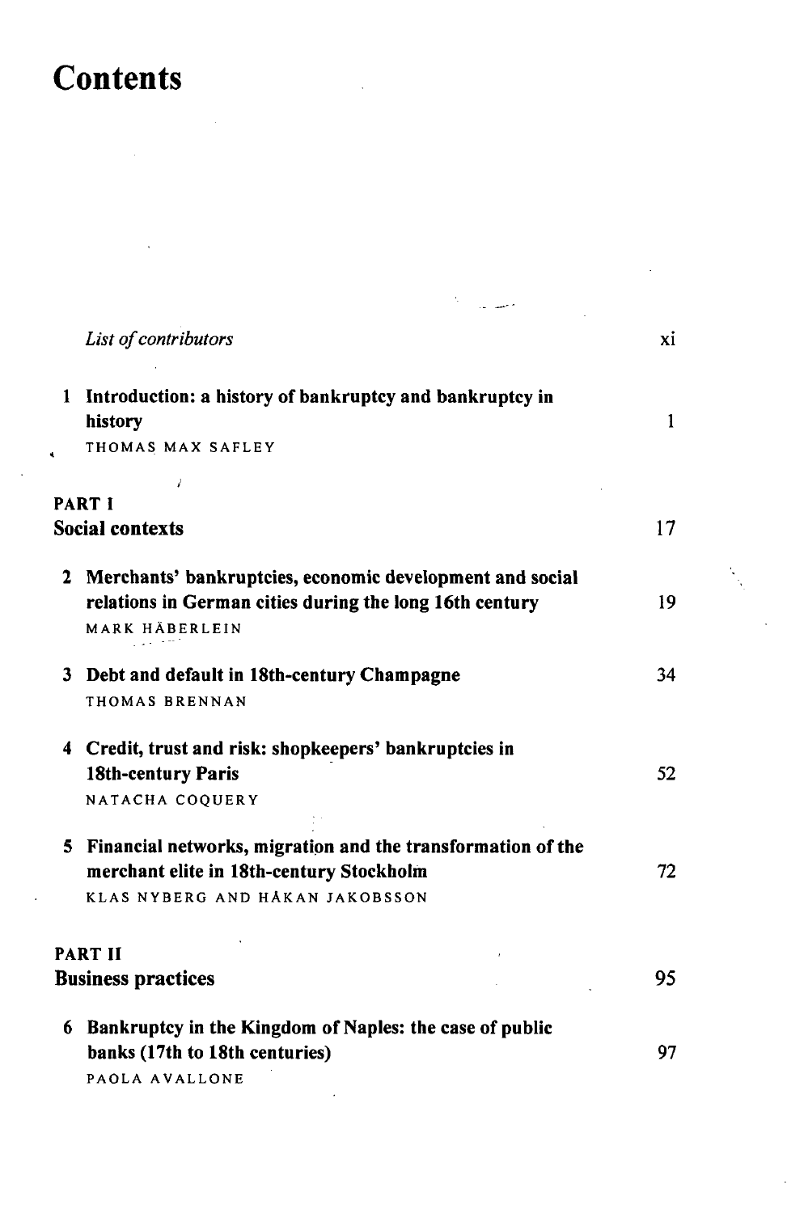# Contents

| | |
|---|---|
| *List of contributors* | xi |
| **1 Introduction: a history of bankruptcy and bankruptcy in history**<br>THOMAS MAX SAFLEY | 1 |
| **PART I**<br>**Social contexts** | 17 |
| **2 Merchants' bankruptcies, economic development and social relations in German cities during the long 16th century**<br>MARK HÄBERLEIN | 19 |
| **3 Debt and default in 18th-century Champagne**<br>THOMAS BRENNAN | 34 |
| **4 Credit, trust and risk: shopkeepers' bankruptcies in 18th-century Paris**<br>NATACHA COQUERY | 52 |
| **5 Financial networks, migration and the transformation of the merchant elite in 18th-century Stockholm**<br>KLAS NYBERG AND HÅKAN JAKOBSSON | 72 |
| **PART II**<br>**Business practices** | 95 |
| **6 Bankruptcy in the Kingdom of Naples: the case of public banks (17th to 18th centuries)**<br>PAOLA AVALLONE | 97 |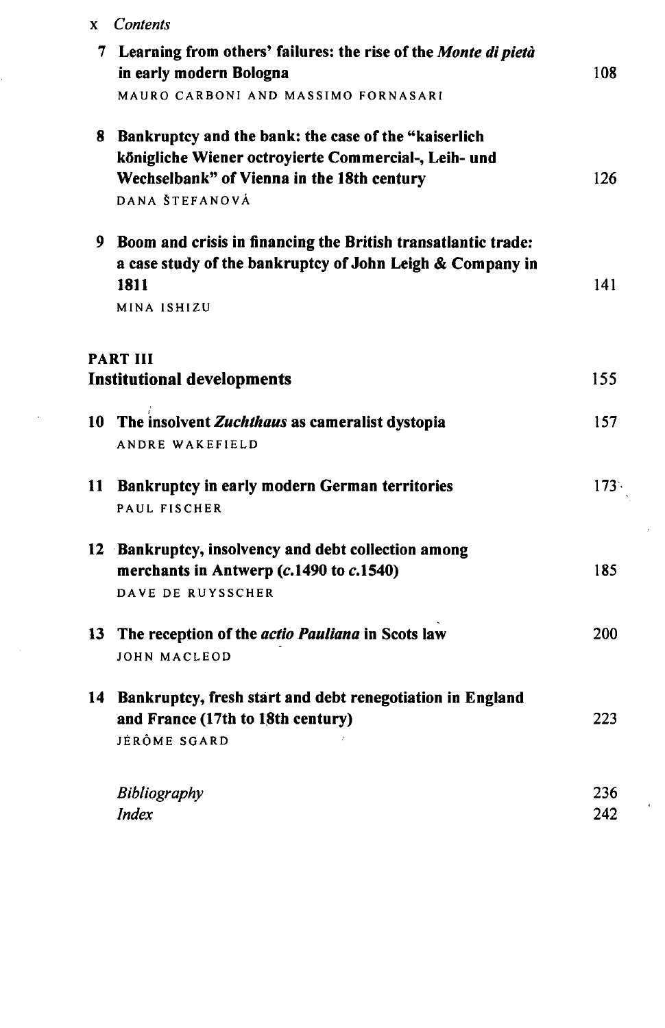7 **Learning from others' failures: the rise of the *Monte di pietà* in early modern Bologna** 108
MAURO CARBONI AND MASSIMO FORNASARI

8 **Bankruptcy and the bank: the case of the "kaiserlich königliche Wiener octroyierte Commercial-, Leih- und Wechselbank" of Vienna in the 18th century** 126
DANA ŠTEFANOVÁ

9 **Boom and crisis in financing the British transatlantic trade: a case study of the bankruptcy of John Leigh & Company in 1811** 141
MINA ISHIZU

**PART III**
## Institutional developments 155

10 **The insolvent *Zuchthaus* as cameralist dystopia** 157
ANDRE WAKEFIELD

11 **Bankruptcy in early modern German territories** 173
PAUL FISCHER

12 **Bankruptcy, insolvency and debt collection among merchants in Antwerp (*c.*1490 to *c.*1540)** 185
DAVE DE RUYSSCHER

13 **The reception of the *actio Pauliana* in Scots law** 200
JOHN MACLEOD

14 **Bankruptcy, fresh start and debt renegotiation in England and France (17th to 18th century)** 223
JÉRÔME SGARD

*Bibliography* 236
*Index* 242